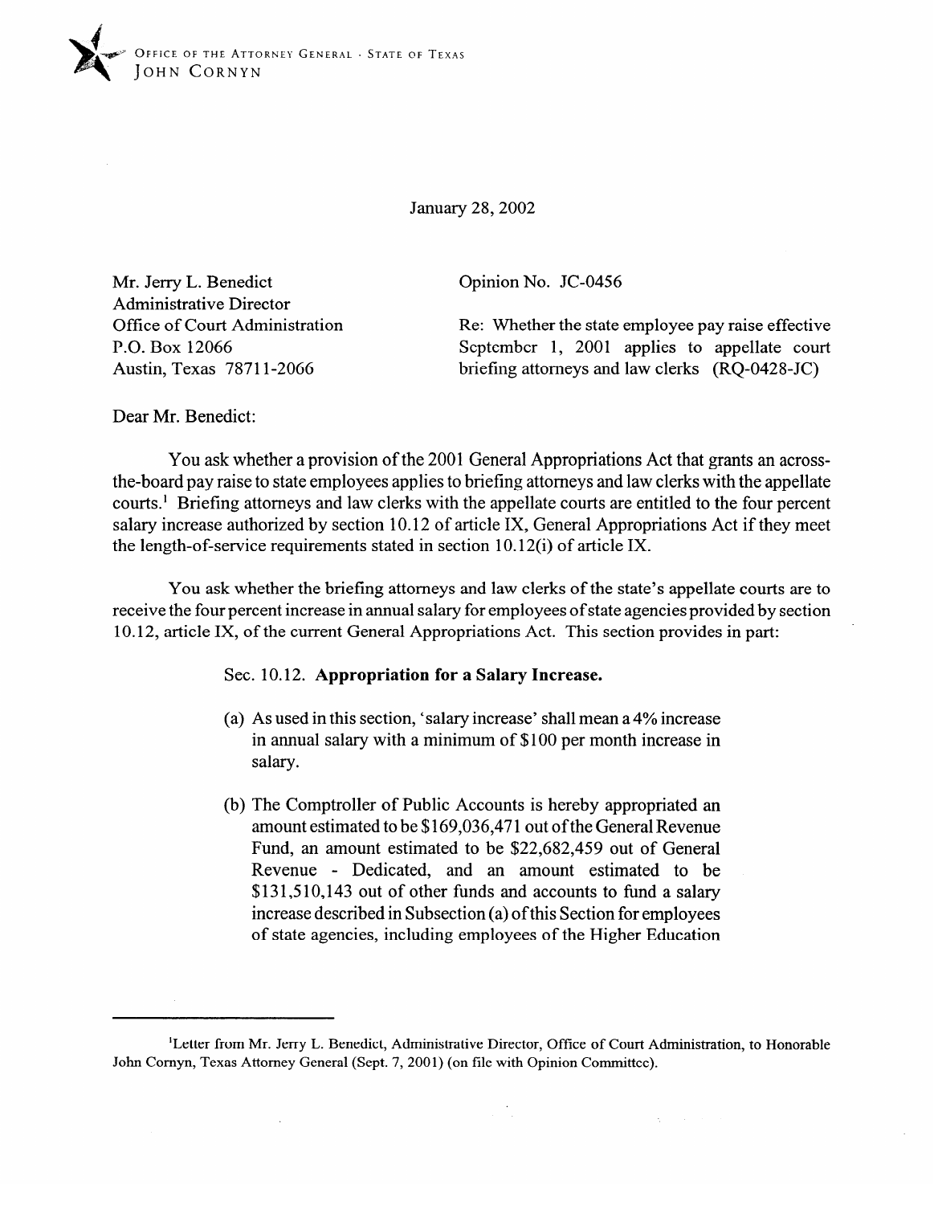OFFICE OF THE ATTORNEY GENERAL · STATE OF TEXAS
JOHN CORNYN

January 28, 2002

Mr. Jerry L. Benedict
Administrative Director
Office of Court Administration
P.O. Box 12066
Austin, Texas 78711-2066

Opinion No. JC-0456

Re: Whether the state employee pay raise effective September 1, 2001 applies to appellate court briefing attorneys and law clerks (RQ-0428-JC)

Dear Mr. Benedict:

You ask whether a provision of the 2001 General Appropriations Act that grants an across-the-board pay raise to state employees applies to briefing attorneys and law clerks with the appellate courts.[1] Briefing attorneys and law clerks with the appellate courts are entitled to the four percent salary increase authorized by section 10.12 of article IX, General Appropriations Act if they meet the length-of-service requirements stated in section 10.12(i) of article IX.

You ask whether the briefing attorneys and law clerks of the state's appellate courts are to receive the four percent increase in annual salary for employees of state agencies provided by section 10.12, article IX, of the current General Appropriations Act. This section provides in part:

> Sec. 10.12. **Appropriation for a Salary Increase.**
>
> (a) As used in this section, 'salary increase' shall mean a 4% increase in annual salary with a minimum of $100 per month increase in salary.
>
> (b) The Comptroller of Public Accounts is hereby appropriated an amount estimated to be $169,036,471 out of the General Revenue Fund, an amount estimated to be $22,682,459 out of General Revenue - Dedicated, and an amount estimated to be $131,510,143 out of other funds and accounts to fund a salary increase described in Subsection (a) of this Section for employees of state agencies, including employees of the Higher Education

---

[1]Letter from Mr. Jerry L. Benedict, Administrative Director, Office of Court Administration, to Honorable John Cornyn, Texas Attorney General (Sept. 7, 2001) (on file with Opinion Committee).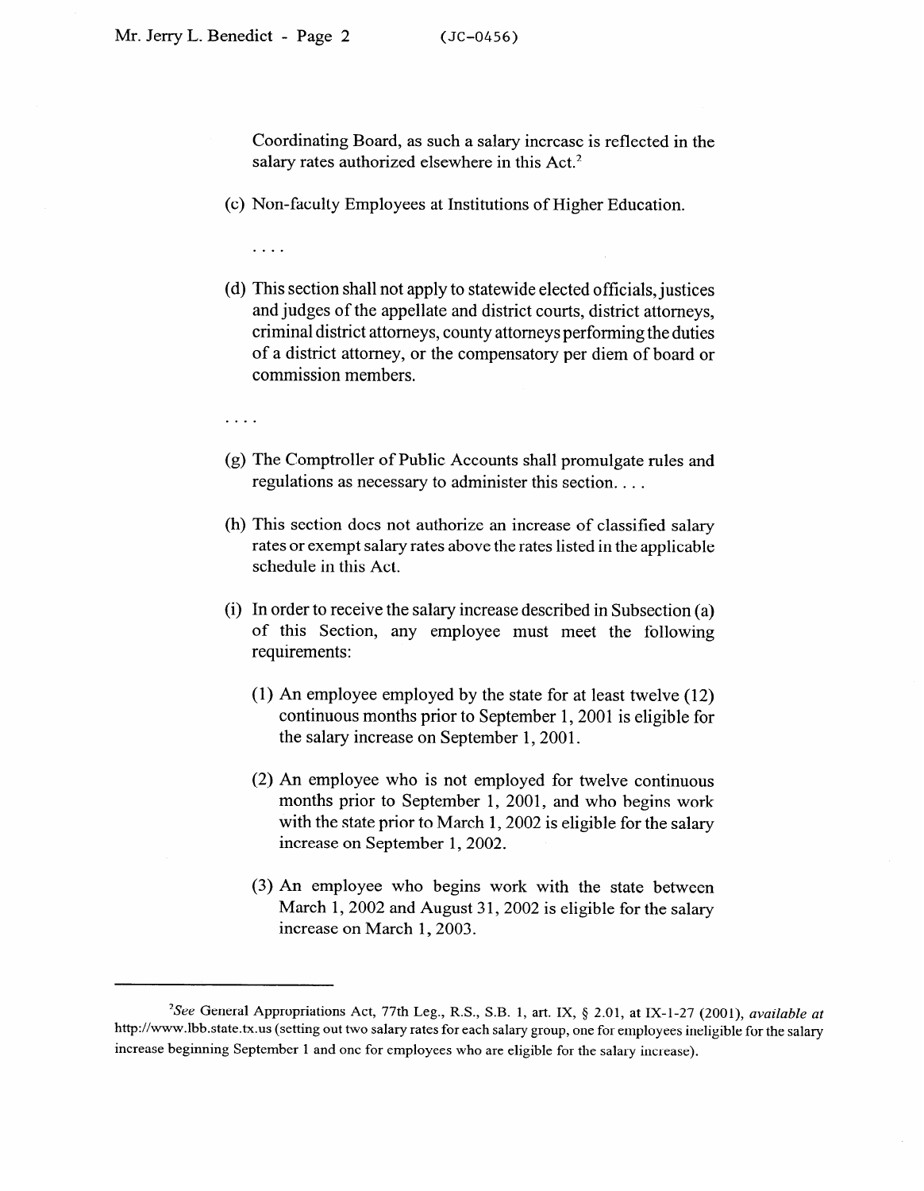Coordinating Board, as such a salary increase is reflected in the salary rates authorized elsewhere in this Act.[2]

(c) Non-faculty Employees at Institutions of Higher Education.

. . . .

(d) This section shall not apply to statewide elected officials, justices and judges of the appellate and district courts, district attorneys, criminal district attorneys, county attorneys performing the duties of a district attorney, or the compensatory per diem of board or commission members.

. . . .

(g) The Comptroller of Public Accounts shall promulgate rules and regulations as necessary to administer this section. . . .

(h) This section does not authorize an increase of classified salary rates or exempt salary rates above the rates listed in the applicable schedule in this Act.

(i) In order to receive the salary increase described in Subsection (a) of this Section, any employee must meet the following requirements:

(1) An employee employed by the state for at least twelve (12) continuous months prior to September 1, 2001 is eligible for the salary increase on September 1, 2001.

(2) An employee who is not employed for twelve continuous months prior to September 1, 2001, and who begins work with the state prior to March 1, 2002 is eligible for the salary increase on September 1, 2002.

(3) An employee who begins work with the state between March 1, 2002 and August 31, 2002 is eligible for the salary increase on March 1, 2003.

---

[2] *See* General Appropriations Act, 77th Leg., R.S., S.B. 1, art. IX, § 2.01, at IX-1-27 (2001), *available at* http://www.lbb.state.tx.us (setting out two salary rates for each salary group, one for employees ineligible for the salary increase beginning September 1 and one for employees who are eligible for the salary increase).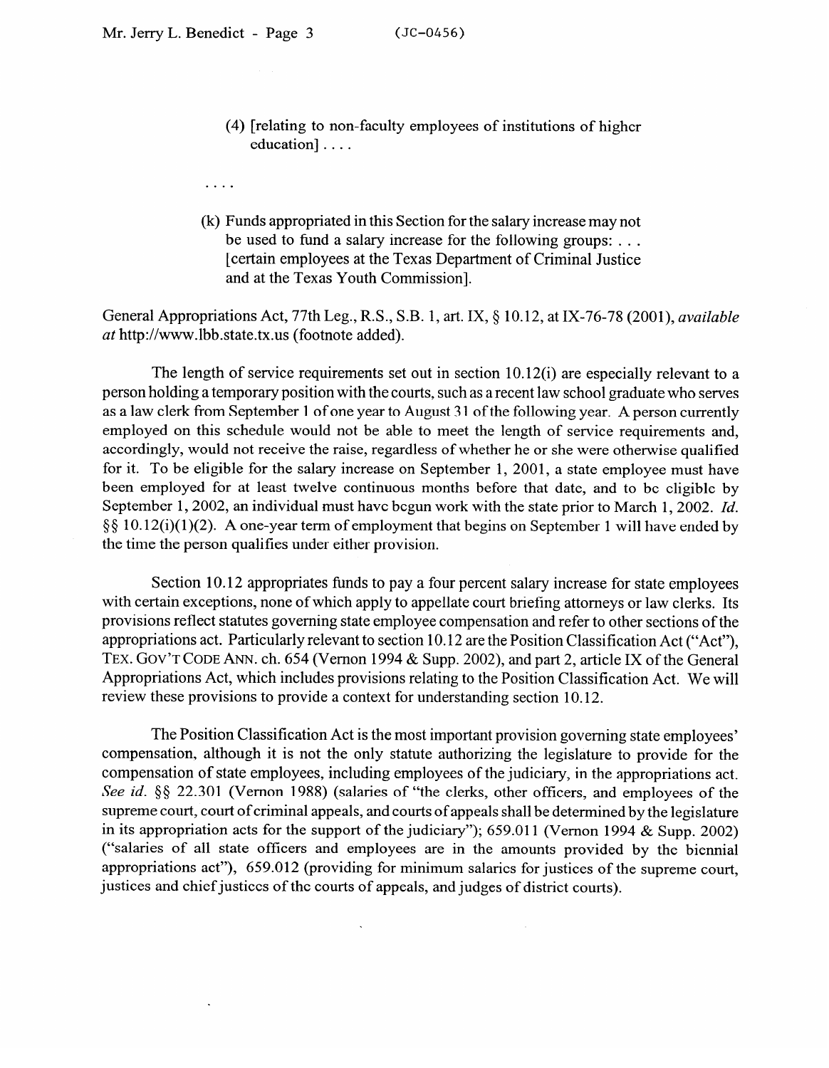(4) [relating to non-faculty employees of institutions of higher education] . . . .

. . . .

(k) Funds appropriated in this Section for the salary increase may not be used to fund a salary increase for the following groups: . . . [certain employees at the Texas Department of Criminal Justice and at the Texas Youth Commission].

General Appropriations Act, 77th Leg., R.S., S.B. 1, art. IX, § 10.12, at IX-76-78 (2001), *available at* http://www.lbb.state.tx.us (footnote added).

The length of service requirements set out in section 10.12(i) are especially relevant to a person holding a temporary position with the courts, such as a recent law school graduate who serves as a law clerk from September 1 of one year to August 31 of the following year. A person currently employed on this schedule would not be able to meet the length of service requirements and, accordingly, would not receive the raise, regardless of whether he or she were otherwise qualified for it. To be eligible for the salary increase on September 1, 2001, a state employee must have been employed for at least twelve continuous months before that date, and to be eligible by September 1, 2002, an individual must have begun work with the state prior to March 1, 2002. *Id.* §§ 10.12(i)(1)(2). A one-year term of employment that begins on September 1 will have ended by the time the person qualifies under either provision.

Section 10.12 appropriates funds to pay a four percent salary increase for state employees with certain exceptions, none of which apply to appellate court briefing attorneys or law clerks. Its provisions reflect statutes governing state employee compensation and refer to other sections of the appropriations act. Particularly relevant to section 10.12 are the Position Classification Act ("Act"), TEX. GOV'T CODE ANN. ch. 654 (Vernon 1994 & Supp. 2002), and part 2, article IX of the General Appropriations Act, which includes provisions relating to the Position Classification Act. We will review these provisions to provide a context for understanding section 10.12.

The Position Classification Act is the most important provision governing state employees' compensation, although it is not the only statute authorizing the legislature to provide for the compensation of state employees, including employees of the judiciary, in the appropriations act. *See id.* §§ 22.301 (Vernon 1988) (salaries of "the clerks, other officers, and employees of the supreme court, court of criminal appeals, and courts of appeals shall be determined by the legislature in its appropriation acts for the support of the judiciary"); 659.011 (Vernon 1994 & Supp. 2002) ("salaries of all state officers and employees are in the amounts provided by the biennial appropriations act"), 659.012 (providing for minimum salaries for justices of the supreme court, justices and chief justices of the courts of appeals, and judges of district courts).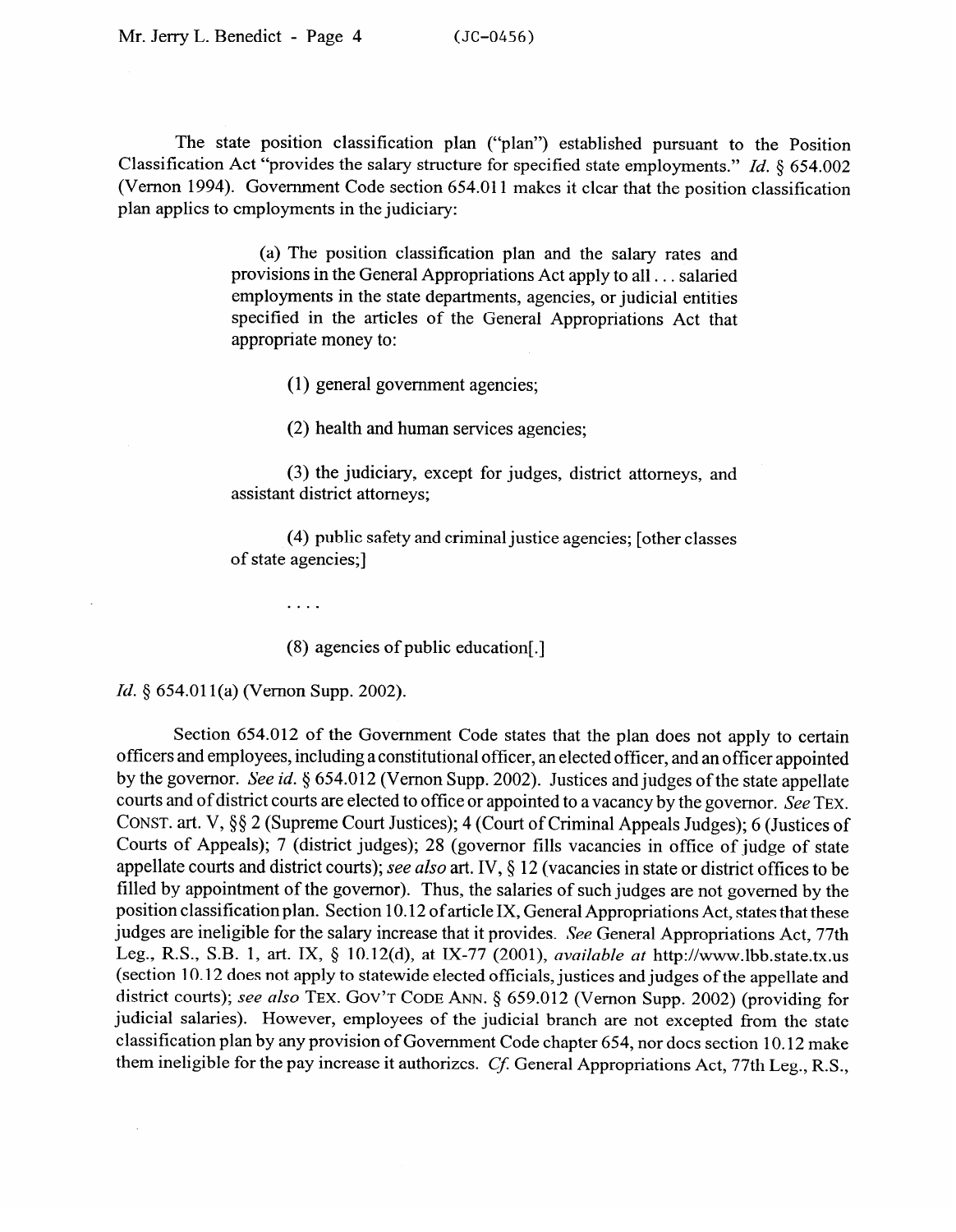The state position classification plan ("plan") established pursuant to the Position Classification Act "provides the salary structure for specified state employments." *Id.* § 654.002 (Vernon 1994). Government Code section 654.011 makes it clear that the position classification plan applies to employments in the judiciary:

> (a) The position classification plan and the salary rates and provisions in the General Appropriations Act apply to all . . . salaried employments in the state departments, agencies, or judicial entities specified in the articles of the General Appropriations Act that appropriate money to:
>
> (1) general government agencies;
>
> (2) health and human services agencies;
>
> (3) the judiciary, except for judges, district attorneys, and assistant district attorneys;
>
> (4) public safety and criminal justice agencies; [other classes of state agencies;]
>
> . . . .
>
> (8) agencies of public education[.]

*Id.* § 654.011(a) (Vernon Supp. 2002).

Section 654.012 of the Government Code states that the plan does not apply to certain officers and employees, including a constitutional officer, an elected officer, and an officer appointed by the governor. *See id.* § 654.012 (Vernon Supp. 2002). Justices and judges of the state appellate courts and of district courts are elected to office or appointed to a vacancy by the governor. *See* TEX. CONST. art. V, §§ 2 (Supreme Court Justices); 4 (Court of Criminal Appeals Judges); 6 (Justices of Courts of Appeals); 7 (district judges); 28 (governor fills vacancies in office of judge of state appellate courts and district courts); *see also* art. IV, § 12 (vacancies in state or district offices to be filled by appointment of the governor). Thus, the salaries of such judges are not governed by the position classification plan. Section 10.12 of article IX, General Appropriations Act, states that these judges are ineligible for the salary increase that it provides. *See* General Appropriations Act, 77th Leg., R.S., S.B. 1, art. IX, § 10.12(d), at IX-77 (2001), *available at* http://www.lbb.state.tx.us (section 10.12 does not apply to statewide elected officials, justices and judges of the appellate and district courts); *see also* TEX. GOV'T CODE ANN. § 659.012 (Vernon Supp. 2002) (providing for judicial salaries). However, employees of the judicial branch are not excepted from the state classification plan by any provision of Government Code chapter 654, nor does section 10.12 make them ineligible for the pay increase it authorizes. *Cf.* General Appropriations Act, 77th Leg., R.S.,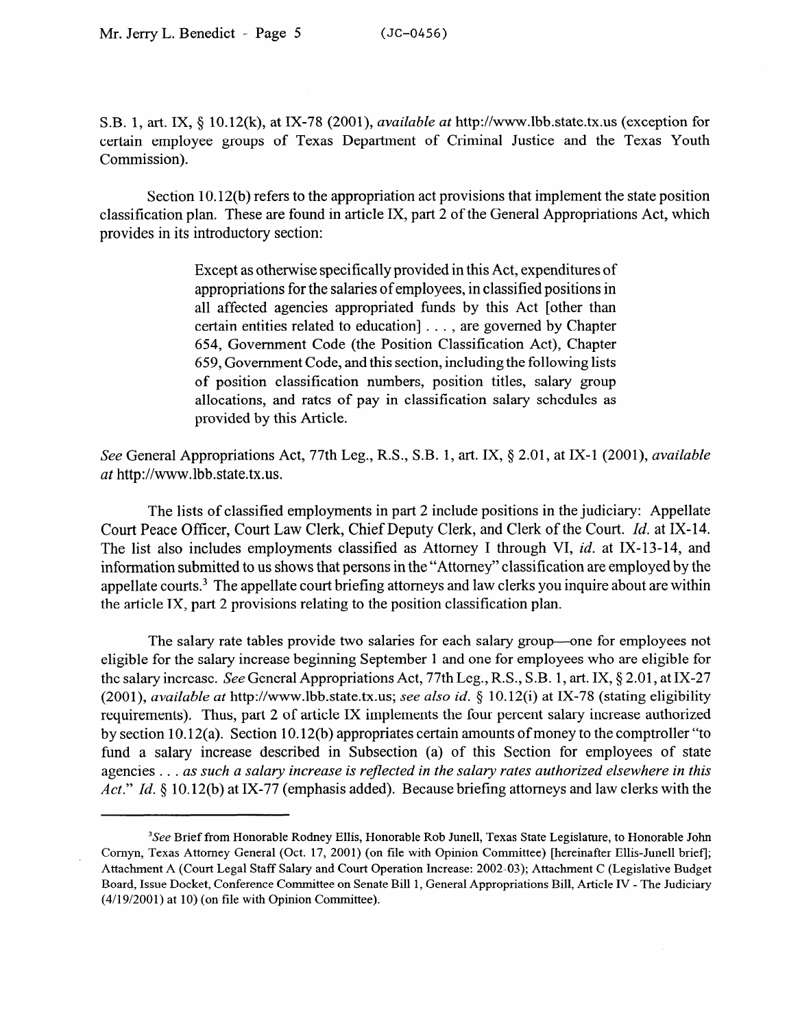S.B. 1, art. IX, § 10.12(k), at IX-78 (2001), *available at* http://www.lbb.state.tx.us (exception for certain employee groups of Texas Department of Criminal Justice and the Texas Youth Commission).

Section 10.12(b) refers to the appropriation act provisions that implement the state position classification plan. These are found in article IX, part 2 of the General Appropriations Act, which provides in its introductory section:

> Except as otherwise specifically provided in this Act, expenditures of appropriations for the salaries of employees, in classified positions in all affected agencies appropriated funds by this Act [other than certain entities related to education] . . . , are governed by Chapter 654, Government Code (the Position Classification Act), Chapter 659, Government Code, and this section, including the following lists of position classification numbers, position titles, salary group allocations, and rates of pay in classification salary schedules as provided by this Article.

*See* General Appropriations Act, 77th Leg., R.S., S.B. 1, art. IX, § 2.01, at IX-1 (2001), *available at* http://www.lbb.state.tx.us.

The lists of classified employments in part 2 include positions in the judiciary: Appellate Court Peace Officer, Court Law Clerk, Chief Deputy Clerk, and Clerk of the Court. *Id.* at IX-14. The list also includes employments classified as Attorney I through VI, *id.* at IX-13-14, and information submitted to us shows that persons in the "Attorney" classification are employed by the appellate courts.[3] The appellate court briefing attorneys and law clerks you inquire about are within the article IX, part 2 provisions relating to the position classification plan.

The salary rate tables provide two salaries for each salary group—one for employees not eligible for the salary increase beginning September 1 and one for employees who are eligible for the salary increase. *See* General Appropriations Act, 77th Leg., R.S., S.B. 1, art. IX, § 2.01, at IX-27 (2001), *available at* http://www.lbb.state.tx.us; *see also id.* § 10.12(i) at IX-78 (stating eligibility requirements). Thus, part 2 of article IX implements the four percent salary increase authorized by section 10.12(a). Section 10.12(b) appropriates certain amounts of money to the comptroller "to fund a salary increase described in Subsection (a) of this Section for employees of state agencies . . . *as such a salary increase is reflected in the salary rates authorized elsewhere in this Act.*" *Id.* § 10.12(b) at IX-77 (emphasis added). Because briefing attorneys and law clerks with the

---

[3] *See* Brief from Honorable Rodney Ellis, Honorable Rob Junell, Texas State Legislature, to Honorable John Cornyn, Texas Attorney General (Oct. 17, 2001) (on file with Opinion Committee) [hereinafter Ellis-Junell brief]; Attachment A (Court Legal Staff Salary and Court Operation Increase: 2002-03); Attachment C (Legislative Budget Board, Issue Docket, Conference Committee on Senate Bill 1, General Appropriations Bill, Article IV - The Judiciary (4/19/2001) at 10) (on file with Opinion Committee).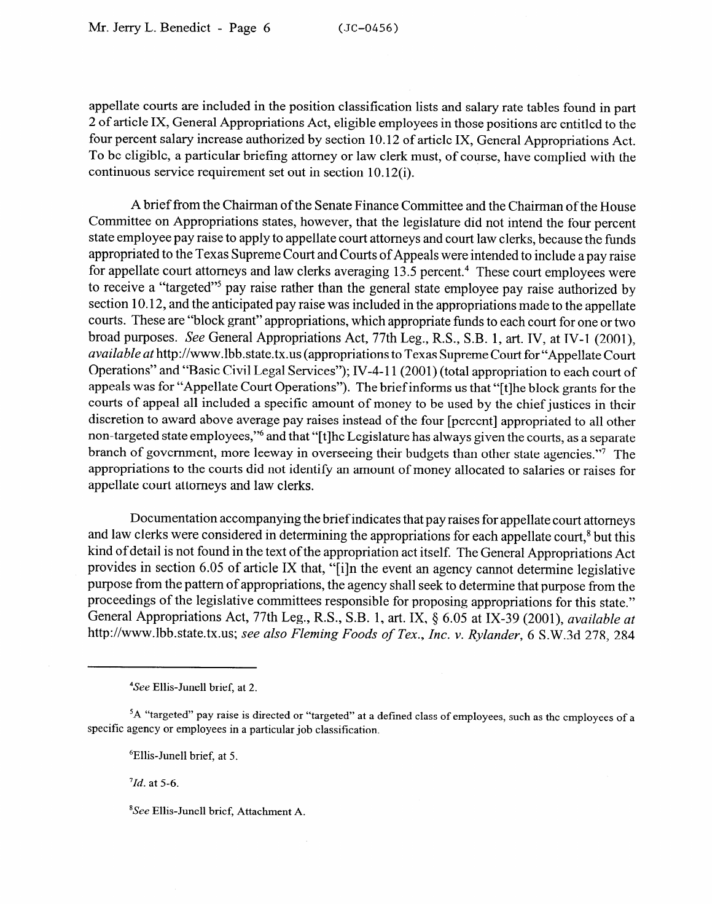appellate courts are included in the position classification lists and salary rate tables found in part 2 of article IX, General Appropriations Act, eligible employees in those positions are entitled to the four percent salary increase authorized by section 10.12 of article IX, General Appropriations Act. To be eligible, a particular briefing attorney or law clerk must, of course, have complied with the continuous service requirement set out in section 10.12(i).

A brief from the Chairman of the Senate Finance Committee and the Chairman of the House Committee on Appropriations states, however, that the legislature did not intend the four percent state employee pay raise to apply to appellate court attorneys and court law clerks, because the funds appropriated to the Texas Supreme Court and Courts of Appeals were intended to include a pay raise for appellate court attorneys and law clerks averaging 13.5 percent.[4] These court employees were to receive a "targeted"[5] pay raise rather than the general state employee pay raise authorized by section 10.12, and the anticipated pay raise was included in the appropriations made to the appellate courts. These are "block grant" appropriations, which appropriate funds to each court for one or two broad purposes. *See* General Appropriations Act, 77th Leg., R.S., S.B. 1, art. IV, at IV-1 (2001), *available at* http://www.lbb.state.tx.us (appropriations to Texas Supreme Court for "Appellate Court Operations" and "Basic Civil Legal Services"); IV-4-11 (2001) (total appropriation to each court of appeals was for "Appellate Court Operations"). The brief informs us that "[t]he block grants for the courts of appeal all included a specific amount of money to be used by the chief justices in their discretion to award above average pay raises instead of the four [percent] appropriated to all other non-targeted state employees,"[6] and that "[t]he Legislature has always given the courts, as a separate branch of government, more leeway in overseeing their budgets than other state agencies."[7] The appropriations to the courts did not identify an amount of money allocated to salaries or raises for appellate court attorneys and law clerks.

Documentation accompanying the brief indicates that pay raises for appellate court attorneys and law clerks were considered in determining the appropriations for each appellate court,[8] but this kind of detail is not found in the text of the appropriation act itself. The General Appropriations Act provides in section 6.05 of article IX that, "[i]n the event an agency cannot determine legislative purpose from the pattern of appropriations, the agency shall seek to determine that purpose from the proceedings of the legislative committees responsible for proposing appropriations for this state." General Appropriations Act, 77th Leg., R.S., S.B. 1, art. IX, § 6.05 at IX-39 (2001), *available at* http://www.lbb.state.tx.us; *see also Fleming Foods of Tex., Inc. v. Rylander*, 6 S.W.3d 278, 284

---

[4]*See* Ellis-Junell brief, at 2.

[5]A "targeted" pay raise is directed or "targeted" at a defined class of employees, such as the employees of a specific agency or employees in a particular job classification.

[6]Ellis-Junell brief, at 5.

[7]*Id.* at 5-6.

[8]*See* Ellis-Junell brief, Attachment A.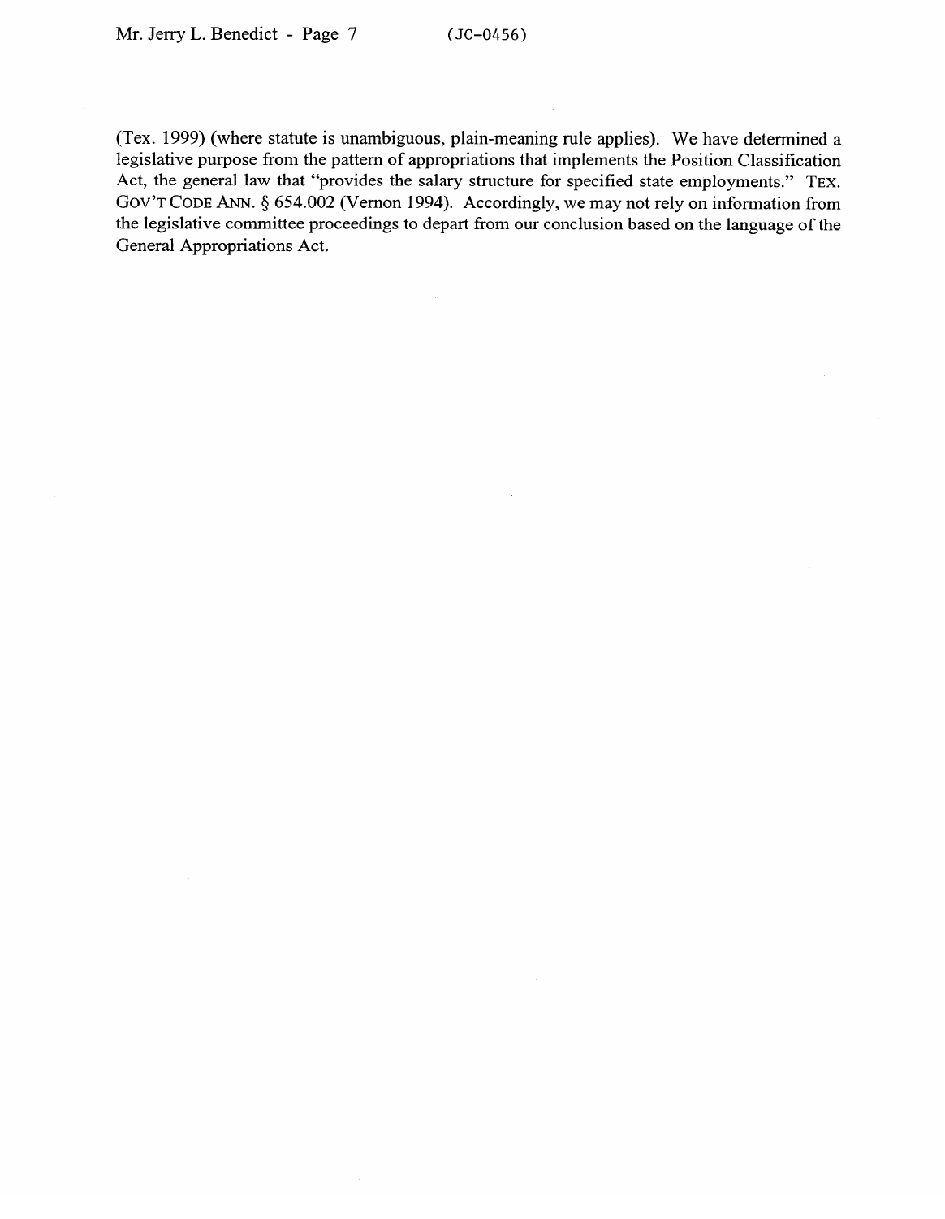(Tex. 1999) (where statute is unambiguous, plain-meaning rule applies). We have determined a legislative purpose from the pattern of appropriations that implements the Position Classification Act, the general law that "provides the salary structure for specified state employments." TEX. GOV'T CODE ANN. § 654.002 (Vernon 1994). Accordingly, we may not rely on information from the legislative committee proceedings to depart from our conclusion based on the language of the General Appropriations Act.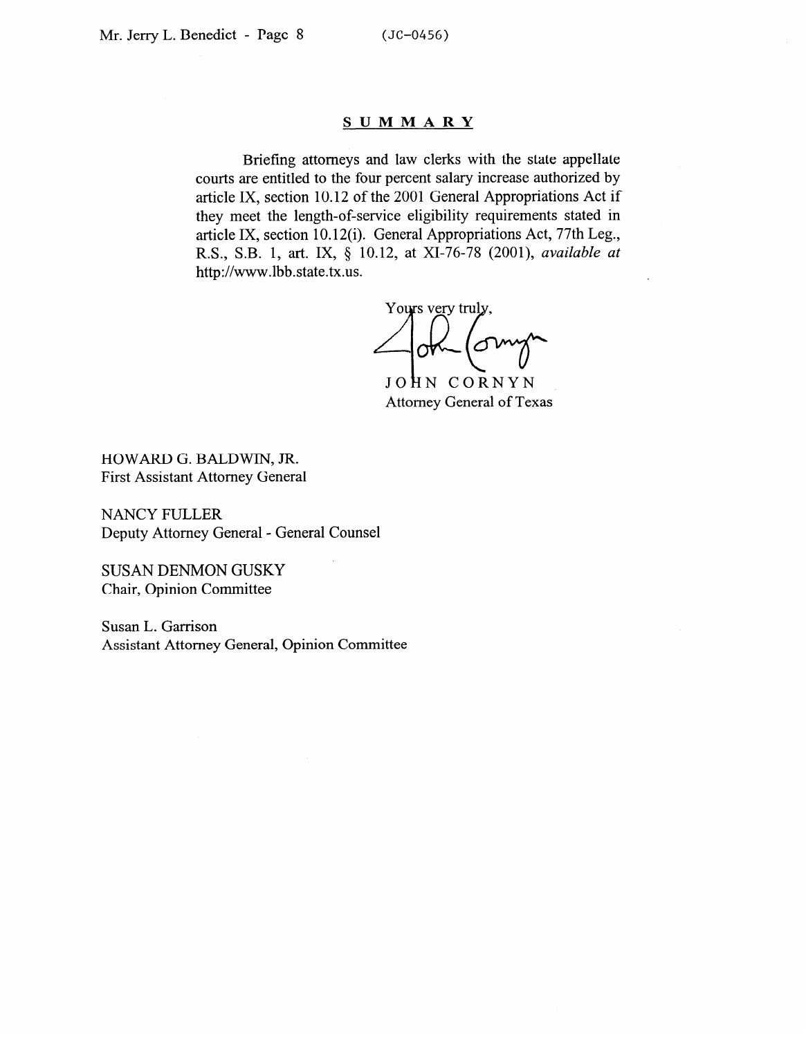## SUMMARY

Briefing attorneys and law clerks with the state appellate courts are entitled to the four percent salary increase authorized by article IX, section 10.12 of the 2001 General Appropriations Act if they meet the length-of-service eligibility requirements stated in article IX, section 10.12(i). General Appropriations Act, 77th Leg., R.S., S.B. 1, art. IX, § 10.12, at XI-76-78 (2001), *available at* http://www.lbb.state.tx.us.

Yours very truly,

JOHN CORNYN
Attorney General of Texas

HOWARD G. BALDWIN, JR.
First Assistant Attorney General

NANCY FULLER
Deputy Attorney General - General Counsel

SUSAN DENMON GUSKY
Chair, Opinion Committee

Susan L. Garrison
Assistant Attorney General, Opinion Committee